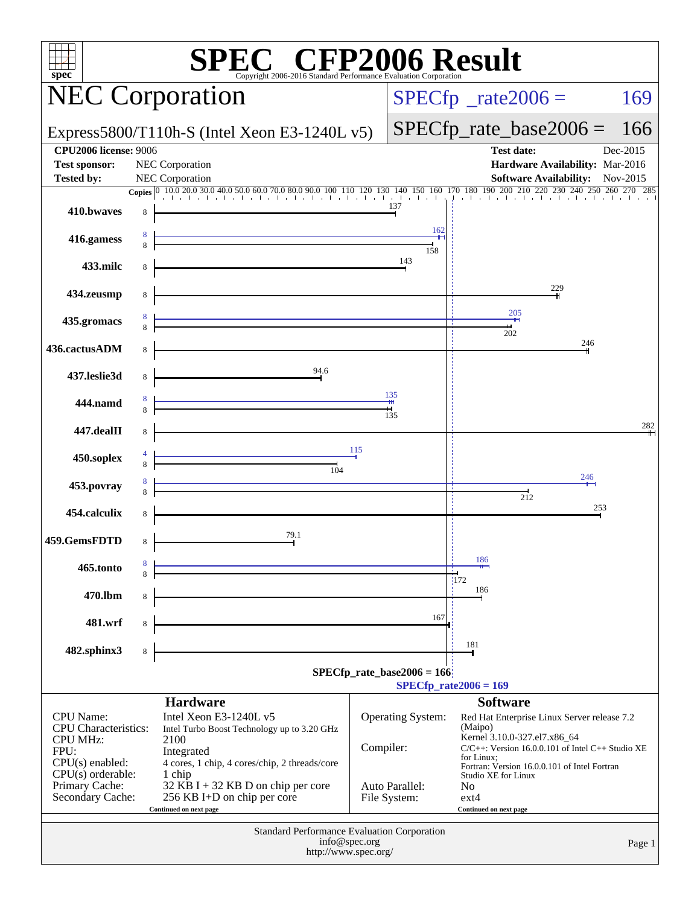# SPEC CFP2006 Result

Copyright 2006-2016 Standard Performance Evaluation Corporation

## NEC Corporation

Express5800/T110h-S (Intel Xeon E3-1240L v5)

SPECfp_rate2006 = 169

SPECfp_rate_base2006 = 166

| | | | |
|---|---|---|---|
| **CPU2006 license:** 9006 | | **Test date:** | Dec-2015 |
| **Test sponsor:** | NEC Corporation | **Hardware Availability:** | Mar-2016 |
| **Tested by:** | NEC Corporation | **Software Availability:** | Nov-2015 |

| Benchmark | Copies (peak) | Peak | Copies (base) | Base |
|---|---|---|---|---|
| 410.bwaves | | | 8 | 137 |
| 416.gamess | 8 | 162 | 8 | 158 |
| 433.milc | | | 8 | 143 |
| 434.zeusmp | | | 8 | 229 |
| 435.gromacs | 8 | 205 | 8 | 202 |
| 436.cactusADM | | | 8 | 246 |
| 437.leslie3d | | | 8 | 94.6 |
| 444.namd | 8 | 135 | 8 | 135 |
| 447.dealII | | | 8 | 282 |
| 450.soplex | 4 | 115 | 8 | 104 |
| 453.povray | 8 | 246 | 8 | 212 |
| 454.calculix | | | 8 | 253 |
| 459.GemsFDTD | | | 8 | 79.1 |
| 465.tonto | 8 | 186 | 8 | 172 |
| 470.lbm | | | 8 | 186 |
| 481.wrf | | | 8 | 167 |
| 482.sphinx3 | | | 8 | 181 |

SPECfp_rate_base2006 = 166

SPECfp_rate2006 = 169

### Hardware

| | |
|---|---|
| CPU Name: | Intel Xeon E3-1240L v5 |
| CPU Characteristics: | Intel Turbo Boost Technology up to 3.20 GHz |
| CPU MHz: | 2100 |
| FPU: | Integrated |
| CPU(s) enabled: | 4 cores, 1 chip, 4 cores/chip, 2 threads/core |
| CPU(s) orderable: | 1 chip |
| Primary Cache: | 32 KB I + 32 KB D on chip per core |
| Secondary Cache: | 256 KB I+D on chip per core |

Continued on next page

### Software

| | |
|---|---|
| Operating System: | Red Hat Enterprise Linux Server release 7.2 (Maipo) Kernel 3.10.0-327.el7.x86_64 |
| Compiler: | C/C++: Version 16.0.0.101 of Intel C++ Studio XE for Linux; Fortran: Version 16.0.0.101 of Intel Fortran Studio XE for Linux |
| Auto Parallel: | No |
| File System: | ext4 |

Continued on next page

Standard Performance Evaluation Corporation
info@spec.org
http://www.spec.org/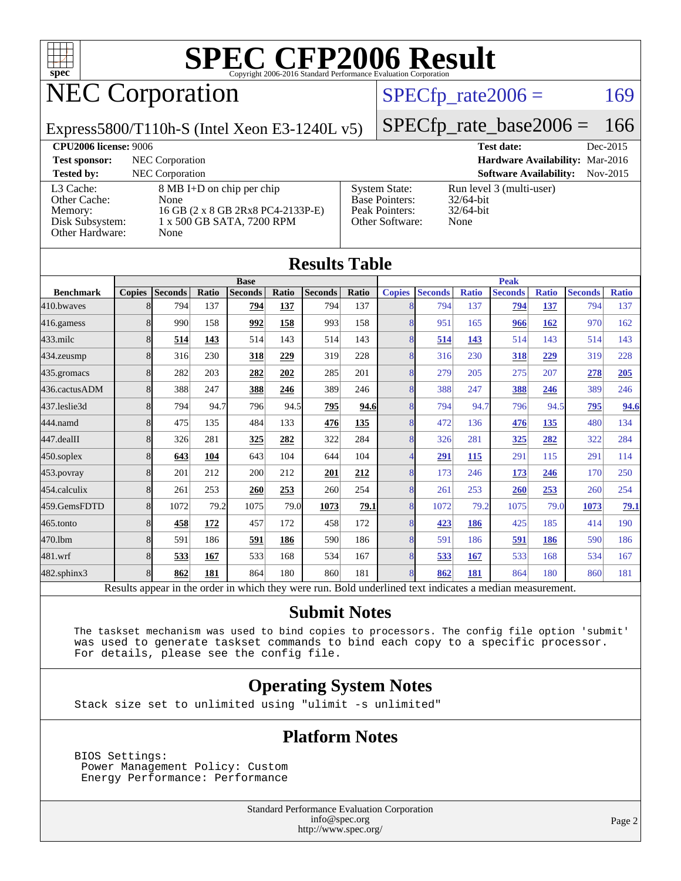# SPEC CFP2006 Result

Copyright 2006-2016 Standard Performance Evaluation Corporation

## NEC Corporation

Express5800/T110h-S (Intel Xeon E3-1240L v5)

SPECfp_rate2006 = 169

SPECfp_rate_base2006 = 166

**CPU2006 license:** 9006 | **Test date:** Dec-2015
**Test sponsor:** NEC Corporation | **Hardware Availability:** Mar-2016
**Tested by:** NEC Corporation | **Software Availability:** Nov-2015

| | | | |
|---|---|---|---|
| L3 Cache: | 8 MB I+D on chip per chip | System State: | Run level 3 (multi-user) |
| Other Cache: | None | Base Pointers: | 32/64-bit |
| Memory: | 16 GB (2 x 8 GB 2Rx8 PC4-2133P-E) | Peak Pointers: | 32/64-bit |
| Disk Subsystem: | 1 x 500 GB SATA, 7200 RPM | Other Software: | None |
| Other Hardware: | None | | |

## Results Table

| Benchmark | Base | | | | | | | Peak | | | | | | |
|---|---|---|---|---|---|---|---|---|---|---|---|---|---|---|
| | Copies | Seconds | Ratio | Seconds | Ratio | Seconds | Ratio | Copies | Seconds | Ratio | Seconds | Ratio | Seconds | Ratio |
| 410.bwaves | 8 | 794 | 137 | **794** | **137** | 794 | 137 | 8 | 794 | 137 | **794** | **137** | 794 | 137 |
| 416.gamess | 8 | 990 | 158 | **992** | **158** | 993 | 158 | 8 | 951 | 165 | **966** | **162** | 970 | 162 |
| 433.milc | 8 | **514** | **143** | 514 | 143 | 514 | 143 | 8 | **514** | **143** | 514 | 143 | 514 | 143 |
| 434.zeusmp | 8 | 316 | 230 | **318** | **229** | 319 | 228 | 8 | 316 | 230 | **318** | **229** | 319 | 228 |
| 435.gromacs | 8 | 282 | 203 | **282** | **202** | 285 | 201 | 8 | 279 | 205 | 275 | 207 | **278** | **205** |
| 436.cactusADM | 8 | 388 | 247 | **388** | **246** | 389 | 246 | 8 | 388 | 247 | **388** | **246** | 389 | 246 |
| 437.leslie3d | 8 | 794 | 94.7 | 796 | 94.5 | **795** | **94.6** | 8 | 794 | 94.7 | 796 | 94.5 | **795** | **94.6** |
| 444.namd | 8 | 475 | 135 | 484 | 133 | **476** | **135** | 8 | 472 | 136 | **476** | **135** | 480 | 134 |
| 447.dealII | 8 | 326 | 281 | **325** | **282** | 322 | 284 | 8 | 326 | 281 | **325** | **282** | 322 | 284 |
| 450.soplex | 8 | **643** | **104** | 643 | 104 | 644 | 104 | 4 | **291** | **115** | 291 | 115 | 291 | 114 |
| 453.povray | 8 | 201 | 212 | 200 | 212 | **201** | **212** | 8 | 173 | 246 | **173** | **246** | 170 | 250 |
| 454.calculix | 8 | 261 | 253 | **260** | **253** | 260 | 254 | 8 | 261 | 253 | **260** | **253** | 260 | 254 |
| 459.GemsFDTD | 8 | 1072 | 79.2 | 1075 | 79.0 | **1073** | **79.1** | 8 | 1072 | 79.2 | 1075 | 79.0 | **1073** | **79.1** |
| 465.tonto | 8 | **458** | **172** | 457 | 172 | 458 | 172 | 8 | **423** | **186** | 425 | 185 | 414 | 190 |
| 470.lbm | 8 | 591 | 186 | **591** | **186** | 590 | 186 | 8 | 591 | 186 | **591** | **186** | 590 | 186 |
| 481.wrf | 8 | **533** | **167** | 533 | 168 | 534 | 167 | 8 | **533** | **167** | 533 | 168 | 534 | 167 |
| 482.sphinx3 | 8 | **862** | **181** | 864 | 180 | 860 | 181 | 8 | **862** | **181** | 864 | 180 | 860 | 181 |

Results appear in the order in which they were run. Bold underlined text indicates a median measurement.

## Submit Notes

```
The taskset mechanism was used to bind copies to processors. The config file option 'submit'
was used to generate taskset commands to bind each copy to a specific processor.
For details, please see the config file.
```

## Operating System Notes

```
Stack size set to unlimited using "ulimit -s unlimited"
```

## Platform Notes

```
BIOS Settings:
 Power Management Policy: Custom
 Energy Performance: Performance
```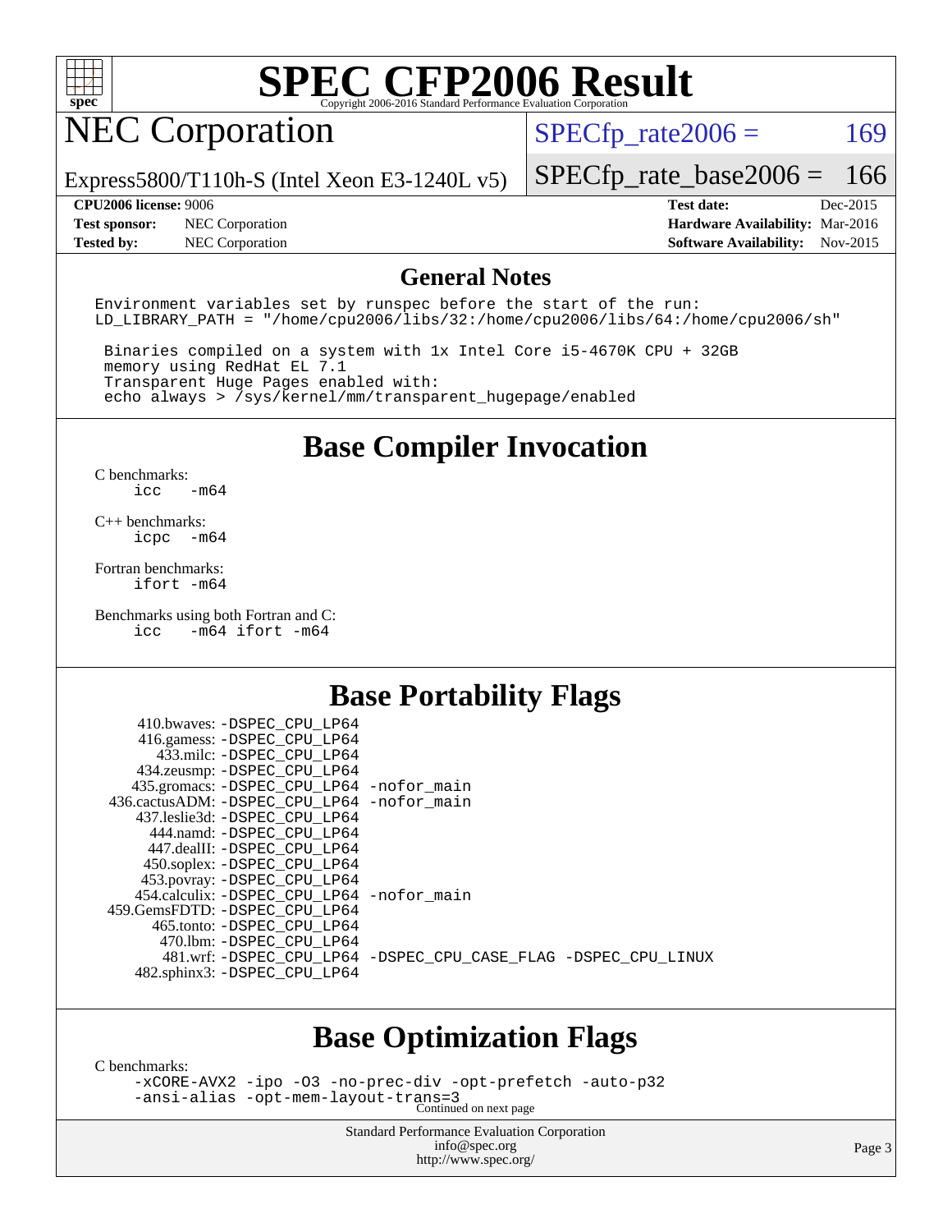# SPEC CFP2006 Result

## NEC Corporation

Express5800/T110h-S (Intel Xeon E3-1240L v5)

SPECfp_rate2006 = 169

SPECfp_rate_base2006 = 166

| | | | |
|---|---|---|---|
| **CPU2006 license:** 9006 | | **Test date:** | Dec-2015 |
| **Test sponsor:** | NEC Corporation | **Hardware Availability:** | Mar-2016 |
| **Tested by:** | NEC Corporation | **Software Availability:** | Nov-2015 |

## General Notes

```
Environment variables set by runspec before the start of the run:
LD_LIBRARY_PATH = "/home/cpu2006/libs/32:/home/cpu2006/libs/64:/home/cpu2006/sh"

 Binaries compiled on a system with 1x Intel Core i5-4670K CPU + 32GB
 memory using RedHat EL 7.1
 Transparent Huge Pages enabled with:
 echo always > /sys/kernel/mm/transparent_hugepage/enabled
```

## Base Compiler Invocation

C benchmarks:
```
icc  -m64
```

C++ benchmarks:
```
icpc -m64
```

Fortran benchmarks:
```
ifort -m64
```

Benchmarks using both Fortran and C:
```
icc  -m64 ifort -m64
```

## Base Portability Flags

```
    410.bwaves: -DSPEC_CPU_LP64
    416.gamess: -DSPEC_CPU_LP64
      433.milc: -DSPEC_CPU_LP64
    434.zeusmp: -DSPEC_CPU_LP64
   435.gromacs: -DSPEC_CPU_LP64 -nofor_main
 436.cactusADM: -DSPEC_CPU_LP64 -nofor_main
   437.leslie3d: -DSPEC_CPU_LP64
      444.namd: -DSPEC_CPU_LP64
    447.dealII: -DSPEC_CPU_LP64
    450.soplex: -DSPEC_CPU_LP64
    453.povray: -DSPEC_CPU_LP64
  454.calculix: -DSPEC_CPU_LP64 -nofor_main
 459.GemsFDTD: -DSPEC_CPU_LP64
     465.tonto: -DSPEC_CPU_LP64
       470.lbm: -DSPEC_CPU_LP64
       481.wrf: -DSPEC_CPU_LP64 -DSPEC_CPU_CASE_FLAG -DSPEC_CPU_LINUX
   482.sphinx3: -DSPEC_CPU_LP64
```

## Base Optimization Flags

C benchmarks:
```
-xCORE-AVX2 -ipo -O3 -no-prec-div -opt-prefetch -auto-p32
-ansi-alias -opt-mem-layout-trans=3
```

Continued on next page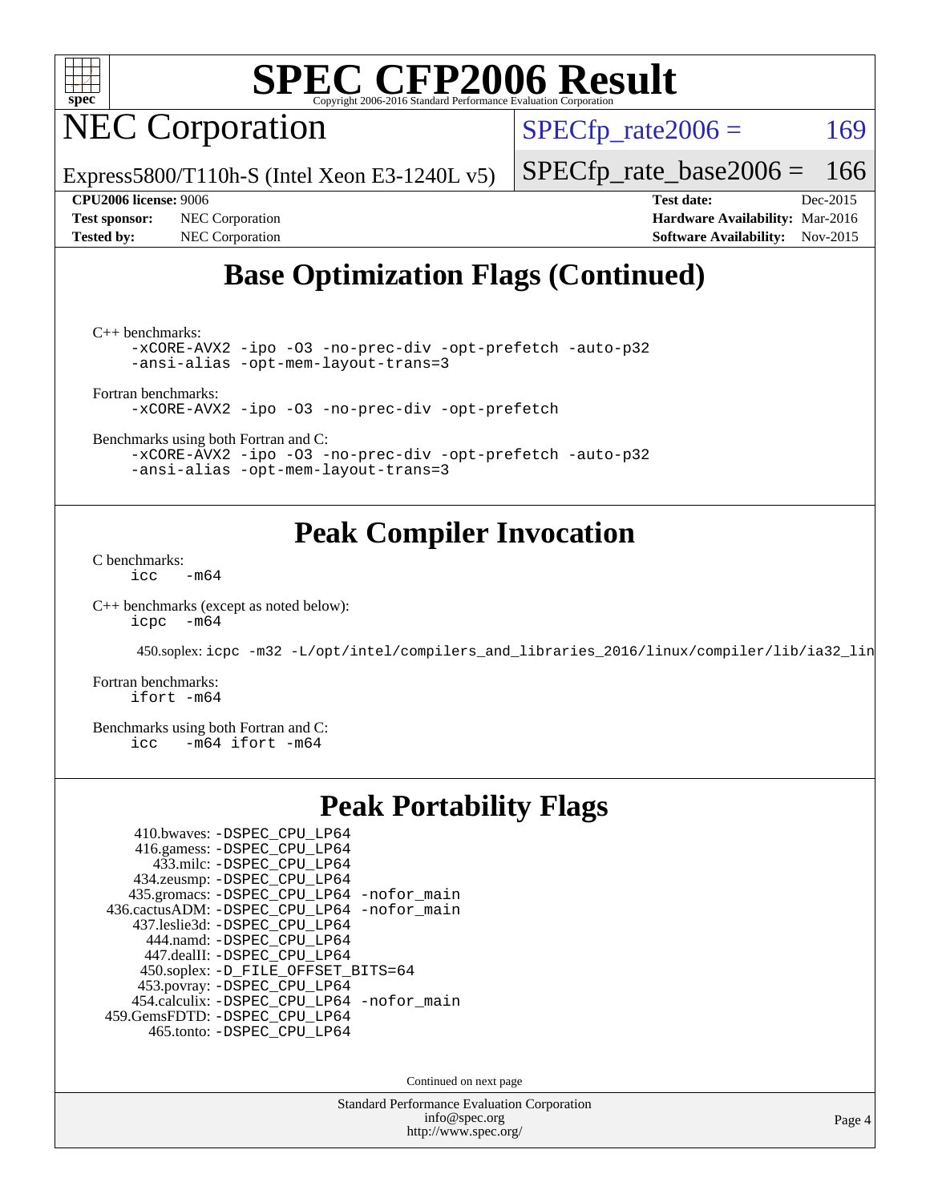# SPEC CFP2006 Result

## NEC Corporation

Express5800/T110h-S (Intel Xeon E3-1240L v5)

SPECfp_rate2006 = 169

SPECfp_rate_base2006 = 166

**CPU2006 license:** 9006
**Test sponsor:** NEC Corporation
**Tested by:** NEC Corporation

**Test date:** Dec-2015
**Hardware Availability:** Mar-2016
**Software Availability:** Nov-2015

## Base Optimization Flags (Continued)

C++ benchmarks:

```
-xCORE-AVX2 -ipo -O3 -no-prec-div -opt-prefetch -auto-p32
-ansi-alias -opt-mem-layout-trans=3
```

Fortran benchmarks:

```
-xCORE-AVX2 -ipo -O3 -no-prec-div -opt-prefetch
```

Benchmarks using both Fortran and C:

```
-xCORE-AVX2 -ipo -O3 -no-prec-div -opt-prefetch -auto-p32
-ansi-alias -opt-mem-layout-trans=3
```

## Peak Compiler Invocation

C benchmarks:

```
icc   -m64
```

C++ benchmarks (except as noted below):

```
icpc  -m64
```

450.soplex: `icpc -m32 -L/opt/intel/compilers_and_libraries_2016/linux/compiler/lib/ia32_lin`

Fortran benchmarks:

```
ifort -m64
```

Benchmarks using both Fortran and C:

```
icc   -m64 ifort -m64
```

## Peak Portability Flags

410.bwaves: -DSPEC_CPU_LP64
416.gamess: -DSPEC_CPU_LP64
433.milc: -DSPEC_CPU_LP64
434.zeusmp: -DSPEC_CPU_LP64
435.gromacs: -DSPEC_CPU_LP64 -nofor_main
436.cactusADM: -DSPEC_CPU_LP64 -nofor_main
437.leslie3d: -DSPEC_CPU_LP64
444.namd: -DSPEC_CPU_LP64
447.dealII: -DSPEC_CPU_LP64
450.soplex: -D_FILE_OFFSET_BITS=64
453.povray: -DSPEC_CPU_LP64
454.calculix: -DSPEC_CPU_LP64 -nofor_main
459.GemsFDTD: -DSPEC_CPU_LP64
465.tonto: -DSPEC_CPU_LP64

Continued on next page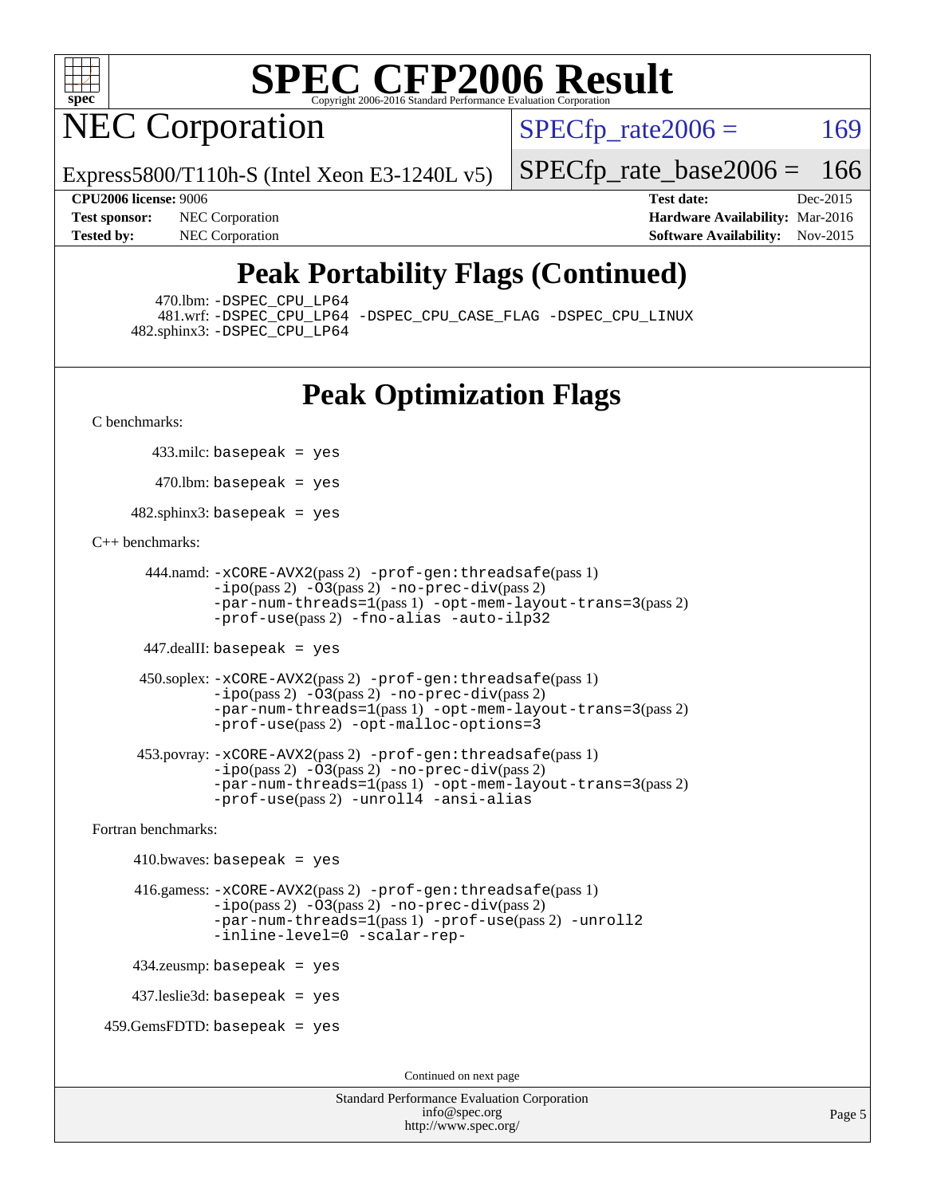# Peak Portability Flags (Continued)

470.lbm: -DSPEC_CPU_LP64
481.wrf: -DSPEC_CPU_LP64 -DSPEC_CPU_CASE_FLAG -DSPEC_CPU_LINUX
482.sphinx3: -DSPEC_CPU_LP64

# Peak Optimization Flags

C benchmarks:

433.milc: basepeak = yes

470.lbm: basepeak = yes

482.sphinx3: basepeak = yes

C++ benchmarks:

444.namd: -xCORE-AVX2(pass 2) -prof-gen:threadsafe(pass 1) -ipo(pass 2) -O3(pass 2) -no-prec-div(pass 2) -par-num-threads=1(pass 1) -opt-mem-layout-trans=3(pass 2) -prof-use(pass 2) -fno-alias -auto-ilp32

447.dealII: basepeak = yes

450.soplex: -xCORE-AVX2(pass 2) -prof-gen:threadsafe(pass 1) -ipo(pass 2) -O3(pass 2) -no-prec-div(pass 2) -par-num-threads=1(pass 1) -opt-mem-layout-trans=3(pass 2) -prof-use(pass 2) -opt-malloc-options=3

453.povray: -xCORE-AVX2(pass 2) -prof-gen:threadsafe(pass 1) -ipo(pass 2) -O3(pass 2) -no-prec-div(pass 2) -par-num-threads=1(pass 1) -opt-mem-layout-trans=3(pass 2) -prof-use(pass 2) -unroll4 -ansi-alias

Fortran benchmarks:

410.bwaves: basepeak = yes

416.gamess: -xCORE-AVX2(pass 2) -prof-gen:threadsafe(pass 1) -ipo(pass 2) -O3(pass 2) -no-prec-div(pass 2) -par-num-threads=1(pass 1) -prof-use(pass 2) -unroll2 -inline-level=0 -scalar-rep-

434.zeusmp: basepeak = yes

437.leslie3d: basepeak = yes

459.GemsFDTD: basepeak = yes

Continued on next page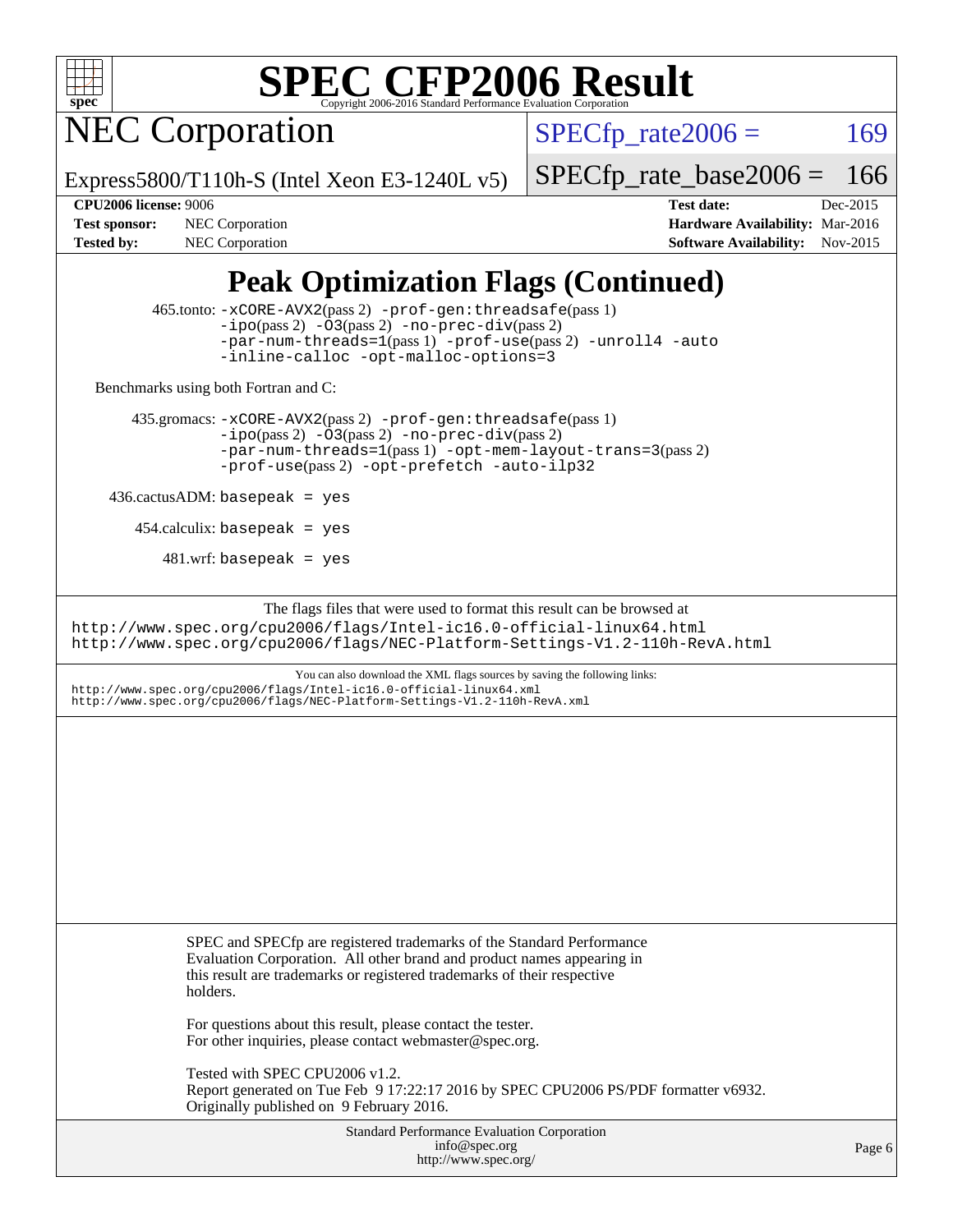# SPEC CFP2006 Result

Copyright 2006-2016 Standard Performance Evaluation Corporation

## NEC Corporation

Express5800/T110h-S (Intel Xeon E3-1240L v5)

SPECfp_rate2006 = 169

SPECfp_rate_base2006 = 166

**CPU2006 license:** 9006 | **Test date:** Dec-2015
**Test sponsor:** NEC Corporation | **Hardware Availability:** Mar-2016
**Tested by:** NEC Corporation | **Software Availability:** Nov-2015

# Peak Optimization Flags (Continued)

465.tonto: `-xCORE-AVX2`(pass 2) `-prof-gen:threadsafe`(pass 1) `-ipo`(pass 2) `-O3`(pass 2) `-no-prec-div`(pass 2) `-par-num-threads=1`(pass 1) `-prof-use`(pass 2) `-unroll4` `-auto` `-inline-calloc` `-opt-malloc-options=3`

Benchmarks using both Fortran and C:

435.gromacs: `-xCORE-AVX2`(pass 2) `-prof-gen:threadsafe`(pass 1) `-ipo`(pass 2) `-O3`(pass 2) `-no-prec-div`(pass 2) `-par-num-threads=1`(pass 1) `-opt-mem-layout-trans=3`(pass 2) `-prof-use`(pass 2) `-opt-prefetch` `-auto-ilp32`

436.cactusADM: `basepeak = yes`

454.calculix: `basepeak = yes`

481.wrf: `basepeak = yes`

The flags files that were used to format this result can be browsed at
http://www.spec.org/cpu2006/flags/Intel-ic16.0-official-linux64.html
http://www.spec.org/cpu2006/flags/NEC-Platform-Settings-V1.2-110h-RevA.html

You can also download the XML flags sources by saving the following links:
http://www.spec.org/cpu2006/flags/Intel-ic16.0-official-linux64.xml
http://www.spec.org/cpu2006/flags/NEC-Platform-Settings-V1.2-110h-RevA.xml

SPEC and SPECfp are registered trademarks of the Standard Performance Evaluation Corporation. All other brand and product names appearing in this result are trademarks or registered trademarks of their respective holders.

For questions about this result, please contact the tester.
For other inquiries, please contact webmaster@spec.org.

Tested with SPEC CPU2006 v1.2.
Report generated on Tue Feb 9 17:22:17 2016 by SPEC CPU2006 PS/PDF formatter v6932.
Originally published on 9 February 2016.

Standard Performance Evaluation Corporation
info@spec.org
http://www.spec.org/